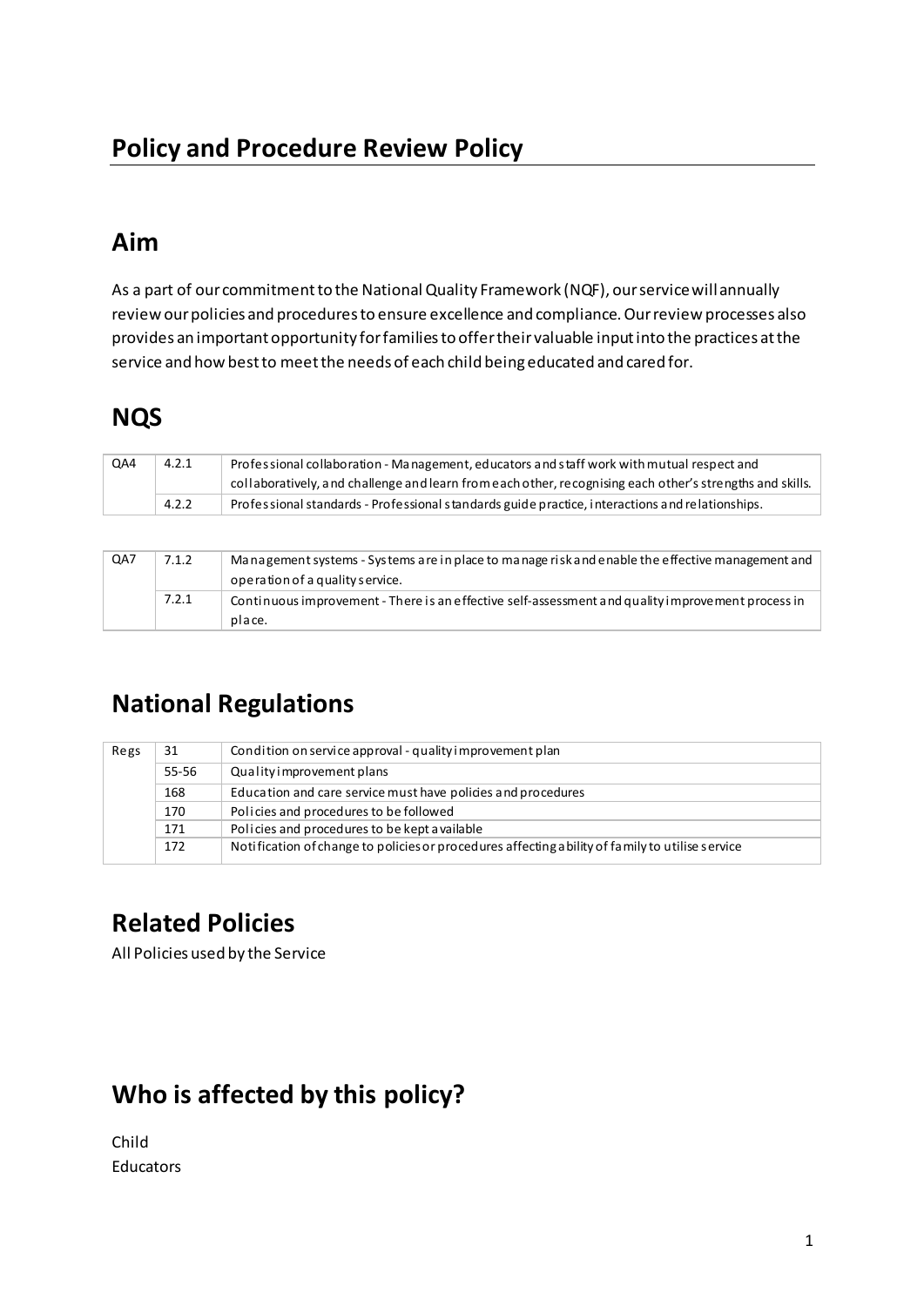# Policy and Procedure Review Policy

## Aim

As a part of our commitment to the National Quality Framework (NQF), our service will annually review our policies and procedures to ensure excellence and compliance. Our review processes also provides an important opportunity for families to offer their valuable input into the practices at the service and how best to meet the needs of each child being educated and cared for.

## NQS

| QA4 | 4.2.1 | Professional collaboration - Management, educators and staff work with mutual respect and collaboratively, and challenge and learn from each other, recognising each other's strengths and skills. |
|---|---|---|
| | 4.2.2 | Professional standards - Professional standards guide practice, interactions and relationships. |

| QA7 | 7.1.2 | Management systems - Systems are in place to manage risk and enable the effective management and operation of a quality service. |
|---|---|---|
| | 7.2.1 | Continuous improvement - There is an effective self-assessment and quality improvement process in place. |

## National Regulations

| Regs | 31 | Condition on service approval - quality improvement plan |
|---|---|---|
| | 55-56 | Quality improvement plans |
| | 168 | Education and care service must have policies and procedures |
| | 170 | Policies and procedures to be followed |
| | 171 | Policies and procedures to be kept available |
| | 172 | Notification of change to policies or procedures affecting ability of family to utilise service |

## Related Policies

All Policies used by the Service

## Who is affected by this policy?

Child
Educators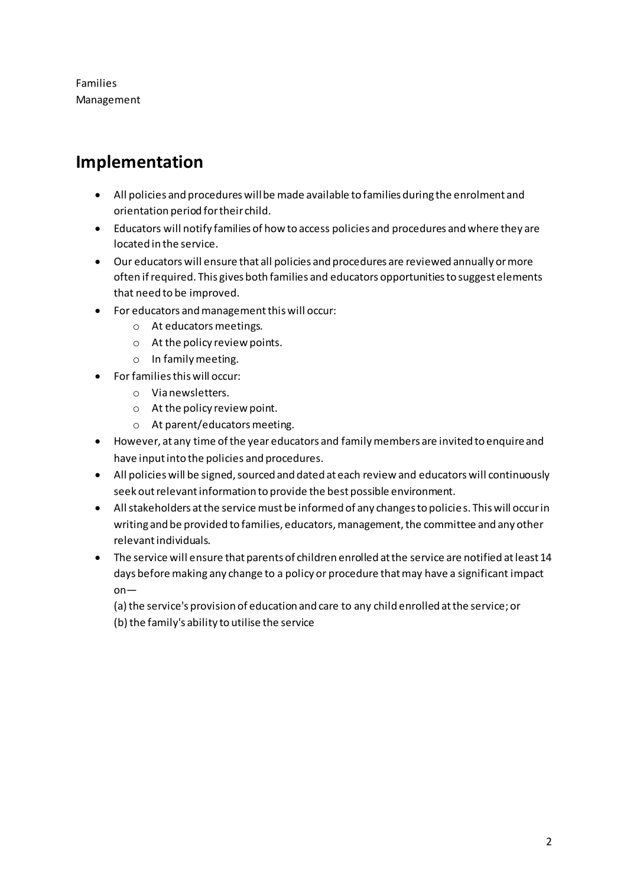Families
Management

## Implementation

- All policies and procedures will be made available to families during the enrolment and orientation period for their child.
- Educators will notify families of how to access policies and procedures and where they are located in the service.
- Our educators will ensure that all policies and procedures are reviewed annually or more often if required. This gives both families and educators opportunities to suggest elements that need to be improved.
- For educators and management this will occur:
  - At educators meetings.
  - At the policy review points.
  - In family meeting.
- For families this will occur:
  - Via newsletters.
  - At the policy review point.
  - At parent/educators meeting.
- However, at any time of the year educators and family members are invited to enquire and have input into the policies and procedures.
- All policies will be signed, sourced and dated at each review and educators will continuously seek out relevant information to provide the best possible environment.
- All stakeholders at the service must be informed of any changes to policies. This will occur in writing and be provided to families, educators, management, the committee and any other relevant individuals.
- The service will ensure that parents of children enrolled at the service are notified at least 14 days before making any change to a policy or procedure that may have a significant impact on—

  (a) the service's provision of education and care to any child enrolled at the service; or
  (b) the family's ability to utilise the service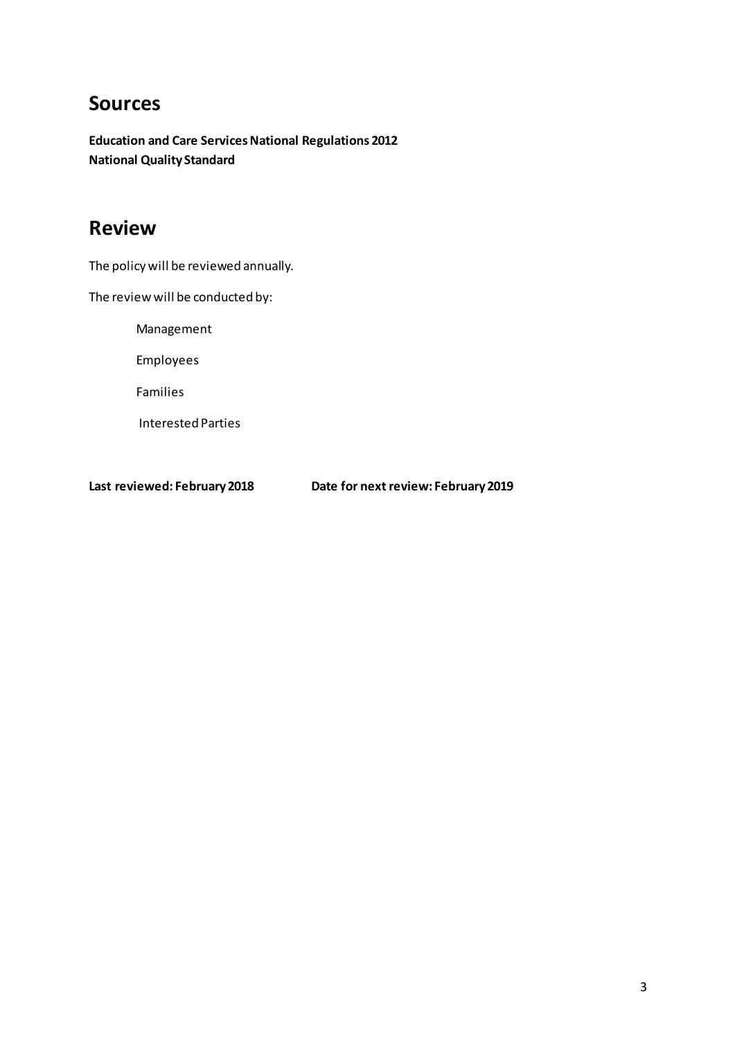## Sources

**Education and Care Services National Regulations 2012**
**National Quality Standard**

## Review

The policy will be reviewed annually.

The review will be conducted by:

- Management
- Employees
- Families
- Interested Parties

**Last reviewed: February 2018** **Date for next review: February 2019**